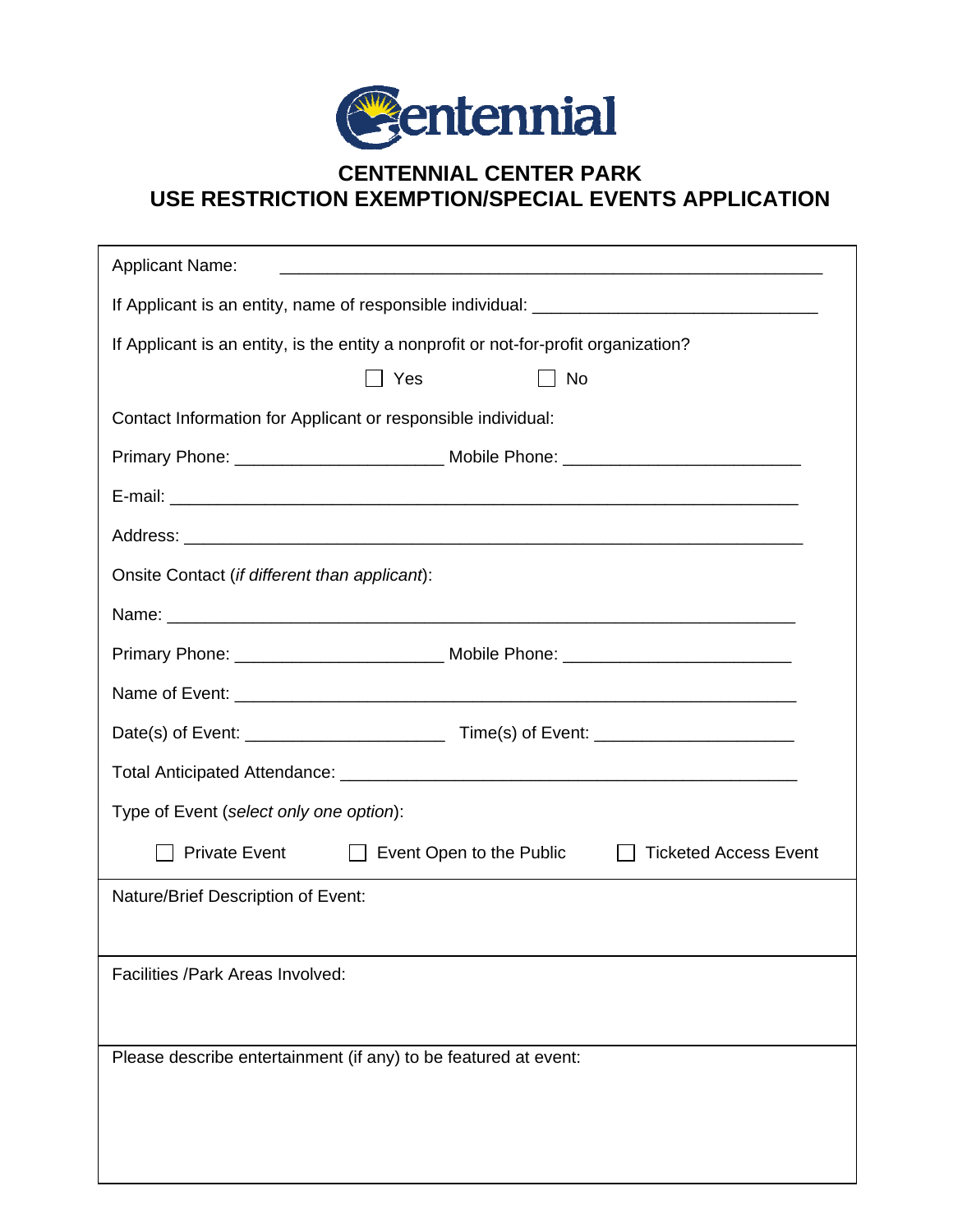Centennial

# CENTENNIAL CENTER PARK
# USE RESTRICTION EXEMPTION/SPECIAL EVENTS APPLICATION

Applicant Name: ____________________________________________________________

If Applicant is an entity, name of responsible individual: ______________________________

If Applicant is an entity, is the entity a nonprofit or not-for-profit organization?

☐ Yes ☐ No

Contact Information for Applicant or responsible individual:

Primary Phone: ______________________ Mobile Phone: _________________________

E-mail: ____________________________________________________________________

Address: ___________________________________________________________________

Onsite Contact (*if different than applicant*):

Name: _____________________________________________________________________

Primary Phone: ______________________ Mobile Phone: _______________________

Name of Event: _____________________________________________________________

Date(s) of Event: _____________________ Time(s) of Event: _____________________

Total Anticipated Attendance: _________________________________________________

Type of Event (*select only one option*):

☐ Private Event ☐ Event Open to the Public ☐ Ticketed Access Event

Nature/Brief Description of Event:

Facilities /Park Areas Involved:

Please describe entertainment (if any) to be featured at event: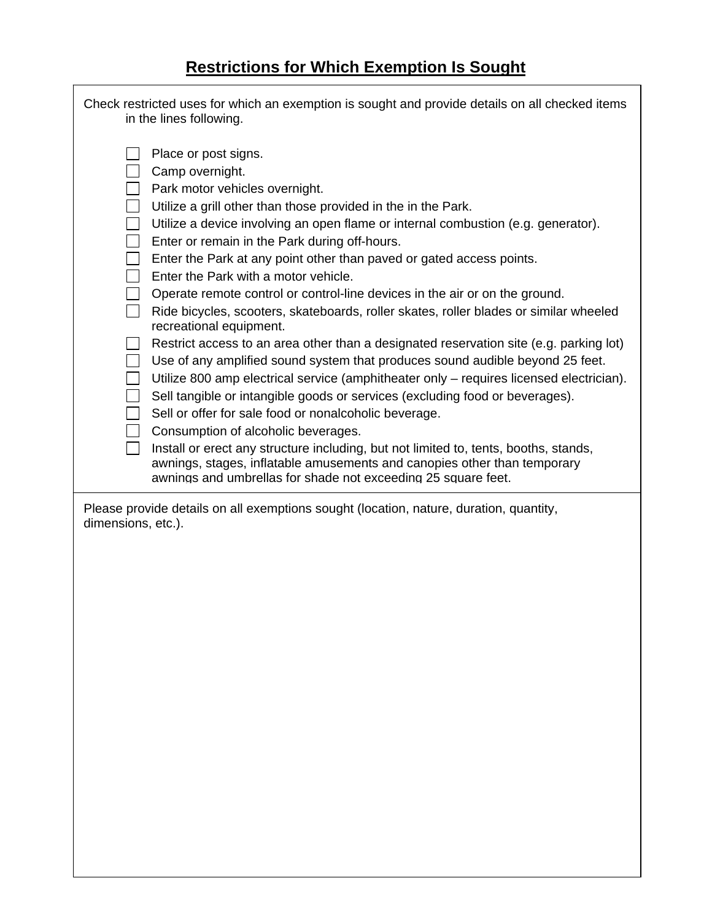## Restrictions for Which Exemption Is Sought

Check restricted uses for which an exemption is sought and provide details on all checked items in the lines following.

- [ ] Place or post signs.
- [ ] Camp overnight.
- [ ] Park motor vehicles overnight.
- [ ] Utilize a grill other than those provided in the in the Park.
- [ ] Utilize a device involving an open flame or internal combustion (e.g. generator).
- [ ] Enter or remain in the Park during off-hours.
- [ ] Enter the Park at any point other than paved or gated access points.
- [ ] Enter the Park with a motor vehicle.
- [ ] Operate remote control or control-line devices in the air or on the ground.
- [ ] Ride bicycles, scooters, skateboards, roller skates, roller blades or similar wheeled recreational equipment.
- [ ] Restrict access to an area other than a designated reservation site (e.g. parking lot)
- [ ] Use of any amplified sound system that produces sound audible beyond 25 feet.
- [ ] Utilize 800 amp electrical service (amphitheater only – requires licensed electrician).
- [ ] Sell tangible or intangible goods or services (excluding food or beverages).
- [ ] Sell or offer for sale food or nonalcoholic beverage.
- [ ] Consumption of alcoholic beverages.
- [ ] Install or erect any structure including, but not limited to, tents, booths, stands, awnings, stages, inflatable amusements and canopies other than temporary awnings and umbrellas for shade not exceeding 25 square feet.

Please provide details on all exemptions sought (location, nature, duration, quantity, dimensions, etc.).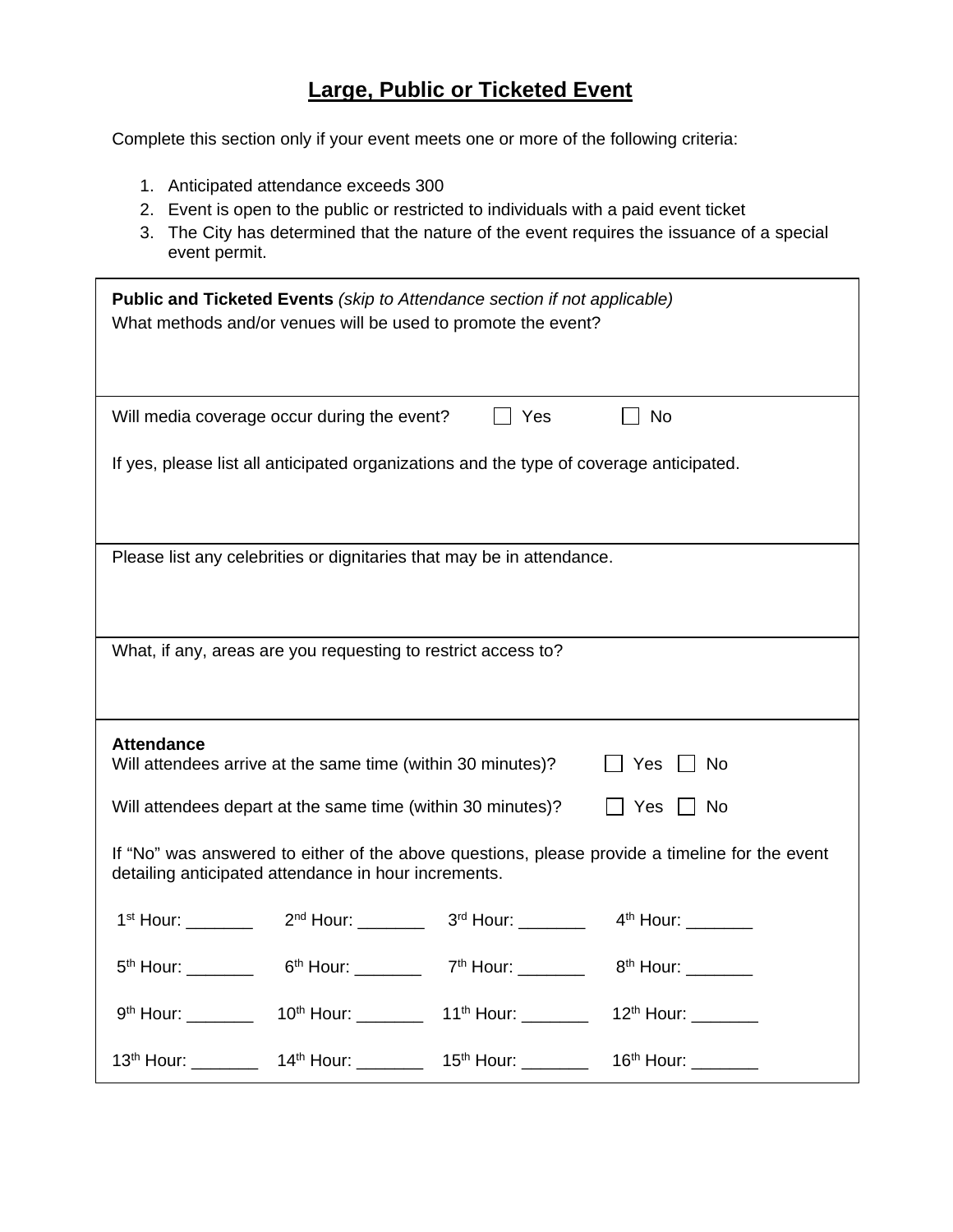## Large, Public or Ticketed Event

Complete this section only if your event meets one or more of the following criteria:

1. Anticipated attendance exceeds 300
2. Event is open to the public or restricted to individuals with a paid event ticket
3. The City has determined that the nature of the event requires the issuance of a special event permit.

**Public and Ticketed Events** *(skip to Attendance section if not applicable)*

What methods and/or venues will be used to promote the event?

Will media coverage occur during the event? ☐ Yes ☐ No

If yes, please list all anticipated organizations and the type of coverage anticipated.

Please list any celebrities or dignitaries that may be in attendance.

What, if any, areas are you requesting to restrict access to?

**Attendance**

Will attendees arrive at the same time (within 30 minutes)? ☐ Yes ☐ No

Will attendees depart at the same time (within 30 minutes)? ☐ Yes ☐ No

If "No" was answered to either of the above questions, please provide a timeline for the event detailing anticipated attendance in hour increments.

| | | | |
|---|---|---|---|
| 1st Hour: _______ | 2nd Hour: _______ | 3rd Hour: _______ | 4th Hour: _______ |
| 5th Hour: _______ | 6th Hour: _______ | 7th Hour: _______ | 8th Hour: _______ |
| 9th Hour: _______ | 10th Hour: _______ | 11th Hour: _______ | 12th Hour: _______ |
| 13th Hour: _______ | 14th Hour: _______ | 15th Hour: _______ | 16th Hour: _______ |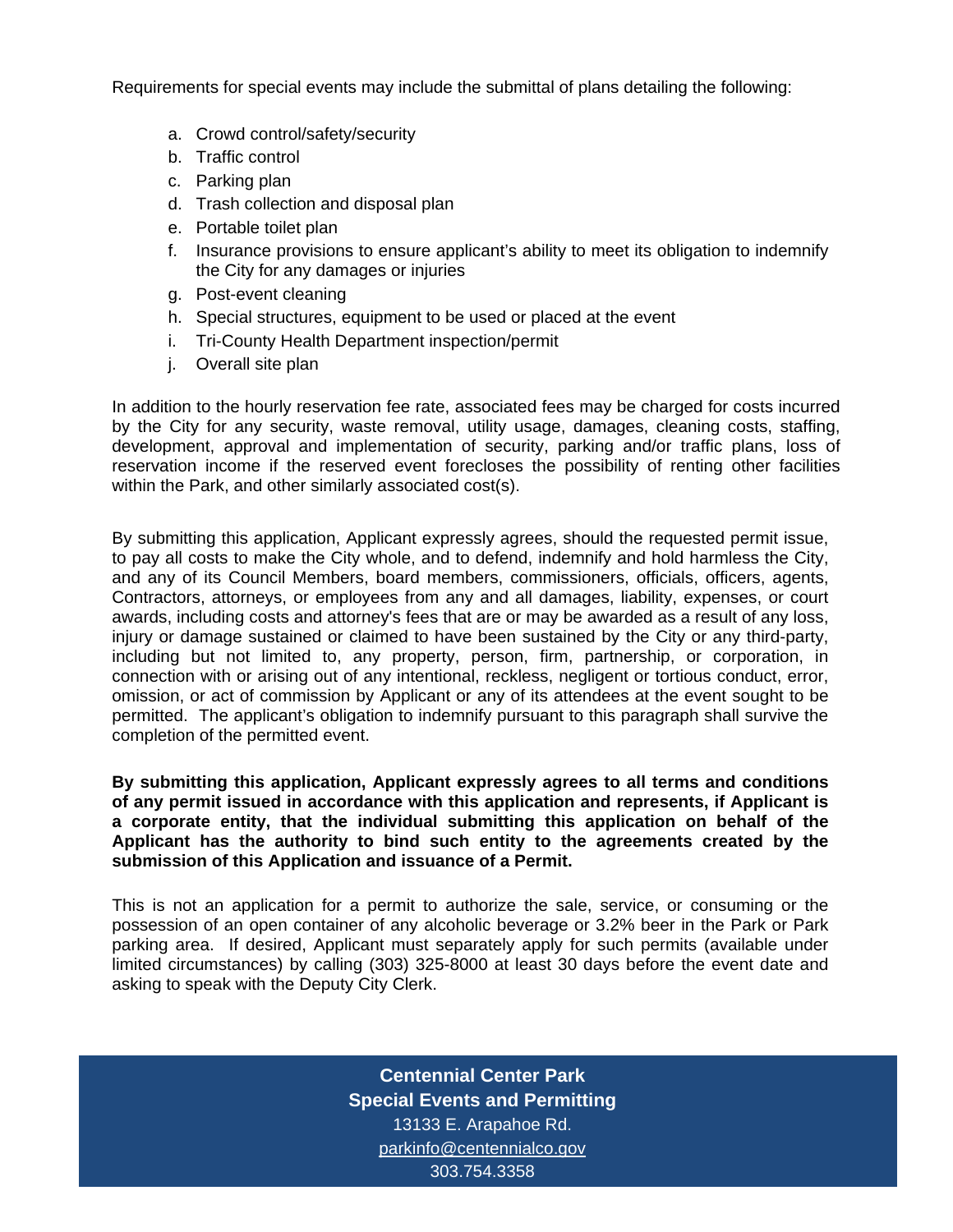Requirements for special events may include the submittal of plans detailing the following:

a. Crowd control/safety/security
b. Traffic control
c. Parking plan
d. Trash collection and disposal plan
e. Portable toilet plan
f. Insurance provisions to ensure applicant's ability to meet its obligation to indemnify the City for any damages or injuries
g. Post-event cleaning
h. Special structures, equipment to be used or placed at the event
i. Tri-County Health Department inspection/permit
j. Overall site plan

In addition to the hourly reservation fee rate, associated fees may be charged for costs incurred by the City for any security, waste removal, utility usage, damages, cleaning costs, staffing, development, approval and implementation of security, parking and/or traffic plans, loss of reservation income if the reserved event forecloses the possibility of renting other facilities within the Park, and other similarly associated cost(s).

By submitting this application, Applicant expressly agrees, should the requested permit issue, to pay all costs to make the City whole, and to defend, indemnify and hold harmless the City, and any of its Council Members, board members, commissioners, officials, officers, agents, Contractors, attorneys, or employees from any and all damages, liability, expenses, or court awards, including costs and attorney's fees that are or may be awarded as a result of any loss, injury or damage sustained or claimed to have been sustained by the City or any third-party, including but not limited to, any property, person, firm, partnership, or corporation, in connection with or arising out of any intentional, reckless, negligent or tortious conduct, error, omission, or act of commission by Applicant or any of its attendees at the event sought to be permitted. The applicant's obligation to indemnify pursuant to this paragraph shall survive the completion of the permitted event.

**By submitting this application, Applicant expressly agrees to all terms and conditions of any permit issued in accordance with this application and represents, if Applicant is a corporate entity, that the individual submitting this application on behalf of the Applicant has the authority to bind such entity to the agreements created by the submission of this Application and issuance of a Permit.**

This is not an application for a permit to authorize the sale, service, or consuming or the possession of an open container of any alcoholic beverage or 3.2% beer in the Park or Park parking area. If desired, Applicant must separately apply for such permits (available under limited circumstances) by calling (303) 325-8000 at least 30 days before the event date and asking to speak with the Deputy City Clerk.

**Centennial Center Park**
**Special Events and Permitting**
13133 E. Arapahoe Rd.
parkinfo@centennialco.gov
303.754.3358